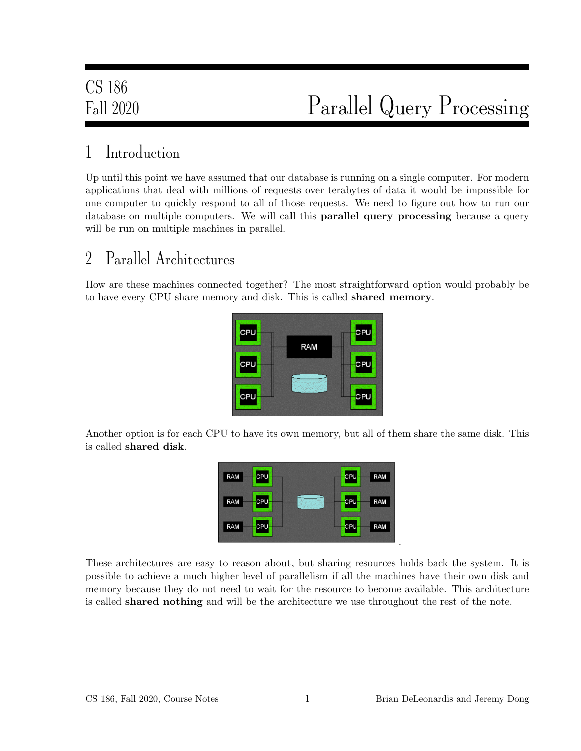CS 186
Fall 2020

# Parallel Query Processing

## 1 Introduction

Up until this point we have assumed that our database is running on a single computer. For modern applications that deal with millions of requests over terabytes of data it would be impossible for one computer to quickly respond to all of those requests. We need to figure out how to run our database on multiple computers. We will call this **parallel query processing** because a query will be run on multiple machines in parallel.

## 2 Parallel Architectures

How are these machines connected together? The most straightforward option would probably be to have every CPU share memory and disk. This is called **shared memory**.

Another option is for each CPU to have its own memory, but all of them share the same disk. This is called **shared disk**.

These architectures are easy to reason about, but sharing resources holds back the system. It is possible to achieve a much higher level of parallelism if all the machines have their own disk and memory because they do not need to wait for the resource to become available. This architecture is called **shared nothing** and will be the architecture we use throughout the rest of the note.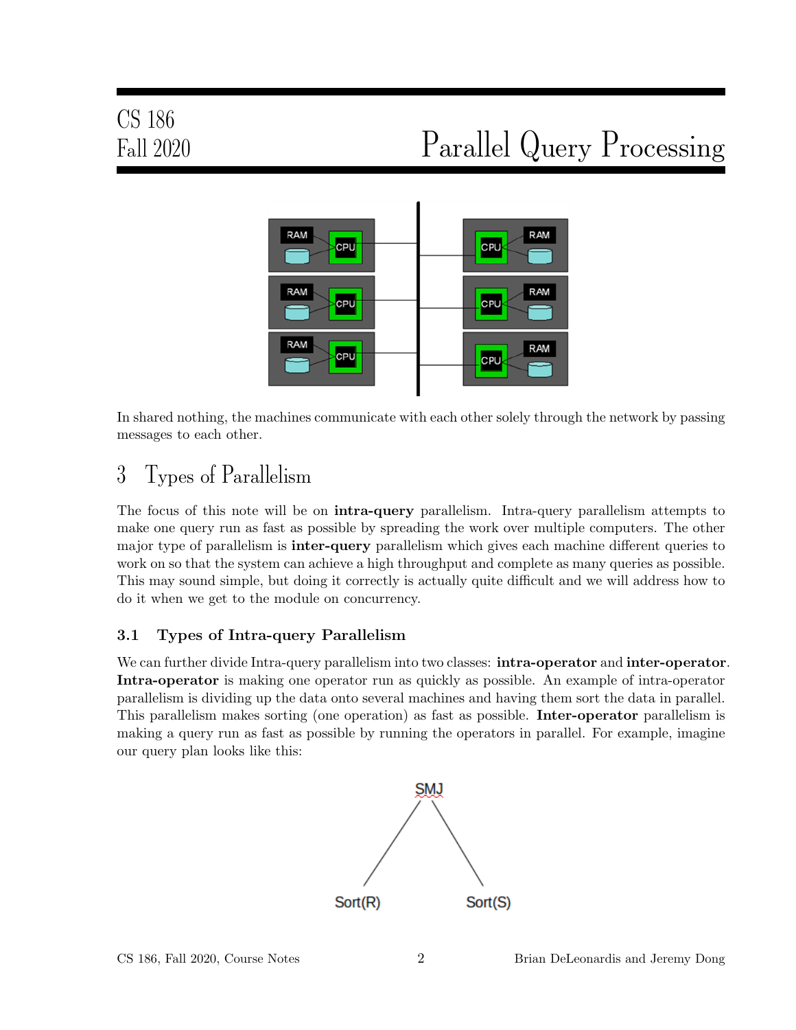In shared nothing, the machines communicate with each other solely through the network by passing messages to each other.

## 3 Types of Parallelism

The focus of this note will be on **intra-query** parallelism. Intra-query parallelism attempts to make one query run as fast as possible by spreading the work over multiple computers. The other major type of parallelism is **inter-query** parallelism which gives each machine different queries to work on so that the system can achieve a high throughput and complete as many queries as possible. This may sound simple, but doing it correctly is actually quite difficult and we will address how to do it when we get to the module on concurrency.

### 3.1 Types of Intra-query Parallelism

We can further divide Intra-query parallelism into two classes: **intra-operator** and **inter-operator**. **Intra-operator** is making one operator run as quickly as possible. An example of intra-operator parallelism is dividing up the data onto several machines and having them sort the data in parallel. This parallelism makes sorting (one operation) as fast as possible. **Inter-operator** parallelism is making a query run as fast as possible by running the operators in parallel. For example, imagine our query plan looks like this: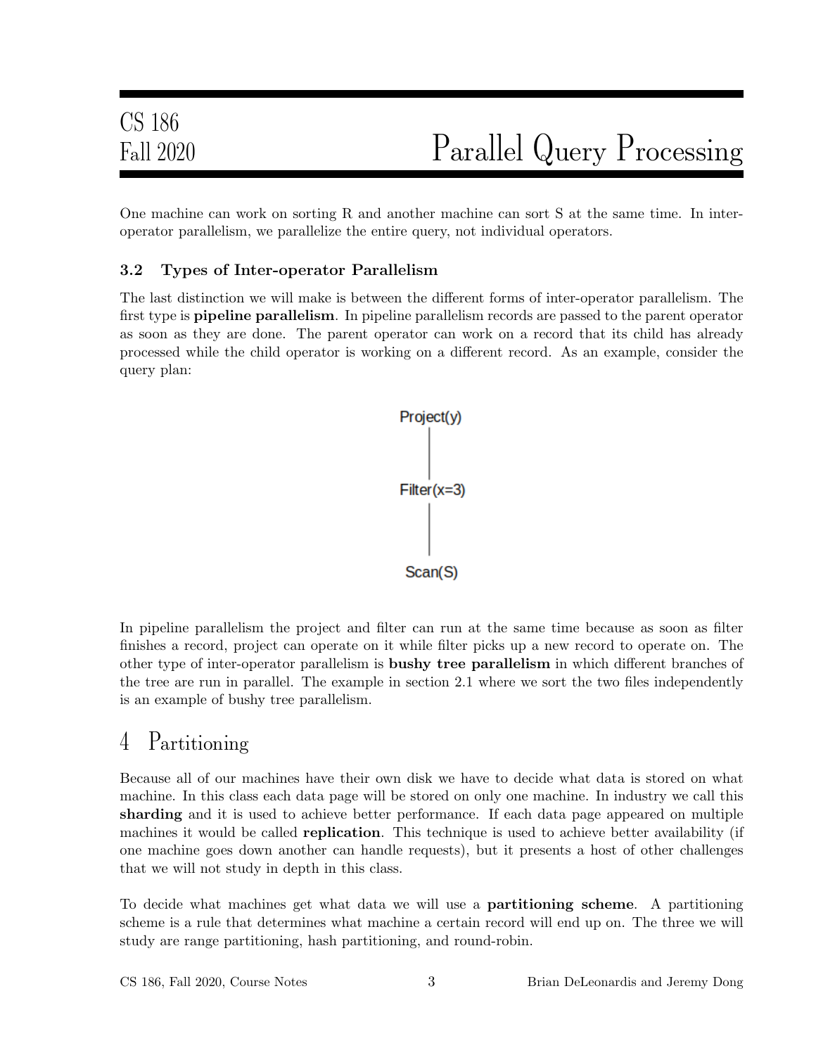One machine can work on sorting R and another machine can sort S at the same time. In inter-operator parallelism, we parallelize the entire query, not individual operators.

### 3.2 Types of Inter-operator Parallelism

The last distinction we will make is between the different forms of inter-operator parallelism. The first type is **pipeline parallelism**. In pipeline parallelism records are passed to the parent operator as soon as they are done. The parent operator can work on a record that its child has already processed while the child operator is working on a different record. As an example, consider the query plan:

```
Project(y)
    |
Filter(x=3)
    |
 Scan(S)
```

In pipeline parallelism the project and filter can run at the same time because as soon as filter finishes a record, project can operate on it while filter picks up a new record to operate on. The other type of inter-operator parallelism is **bushy tree parallelism** in which different branches of the tree are run in parallel. The example in section 2.1 where we sort the two files independently is an example of bushy tree parallelism.

## 4 Partitioning

Because all of our machines have their own disk we have to decide what data is stored on what machine. In this class each data page will be stored on only one machine. In industry we call this **sharding** and it is used to achieve better performance. If each data page appeared on multiple machines it would be called **replication**. This technique is used to achieve better availability (if one machine goes down another can handle requests), but it presents a host of other challenges that we will not study in depth in this class.

To decide what machines get what data we will use a **partitioning scheme**. A partitioning scheme is a rule that determines what machine a certain record will end up on. The three we will study are range partitioning, hash partitioning, and round-robin.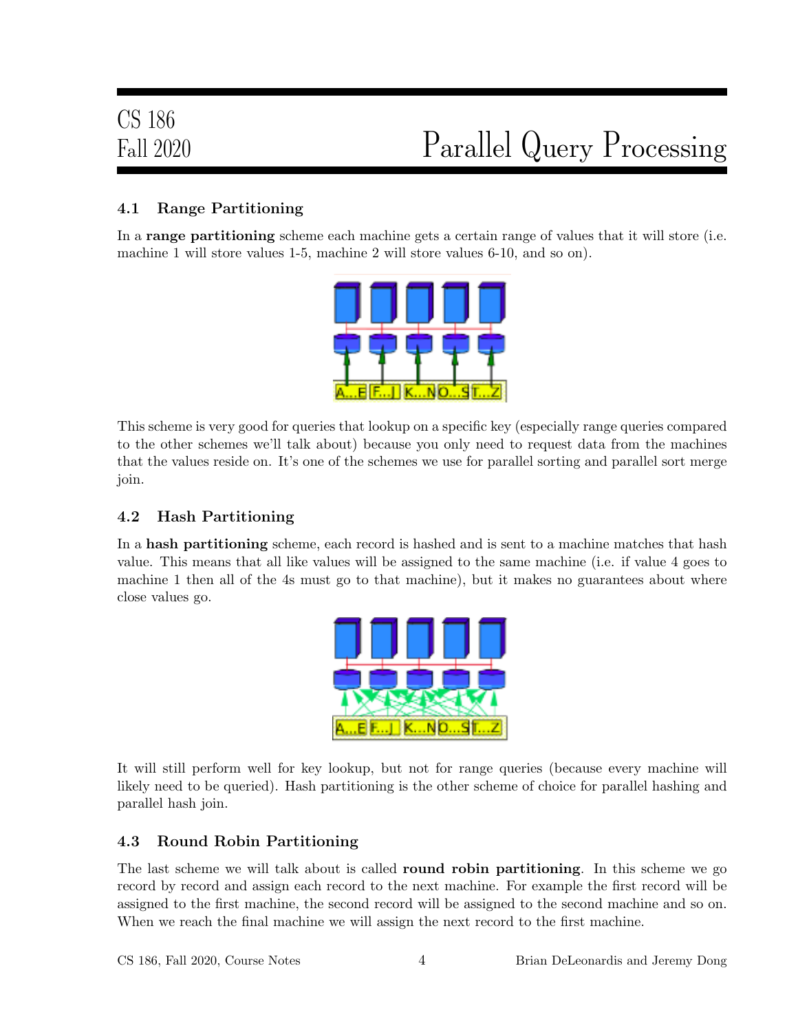### 4.1 Range Partitioning

In a **range partitioning** scheme each machine gets a certain range of values that it will store (i.e. machine 1 will store values 1-5, machine 2 will store values 6-10, and so on).

This scheme is very good for queries that lookup on a specific key (especially range queries compared to the other schemes we'll talk about) because you only need to request data from the machines that the values reside on. It's one of the schemes we use for parallel sorting and parallel sort merge join.

### 4.2 Hash Partitioning

In a **hash partitioning** scheme, each record is hashed and is sent to a machine matches that hash value. This means that all like values will be assigned to the same machine (i.e. if value 4 goes to machine 1 then all of the 4s must go to that machine), but it makes no guarantees about where close values go.

It will still perform well for key lookup, but not for range queries (because every machine will likely need to be queried). Hash partitioning is the other scheme of choice for parallel hashing and parallel hash join.

### 4.3 Round Robin Partitioning

The last scheme we will talk about is called **round robin partitioning**. In this scheme we go record by record and assign each record to the next machine. For example the first record will be assigned to the first machine, the second record will be assigned to the second machine and so on. When we reach the final machine we will assign the next record to the first machine.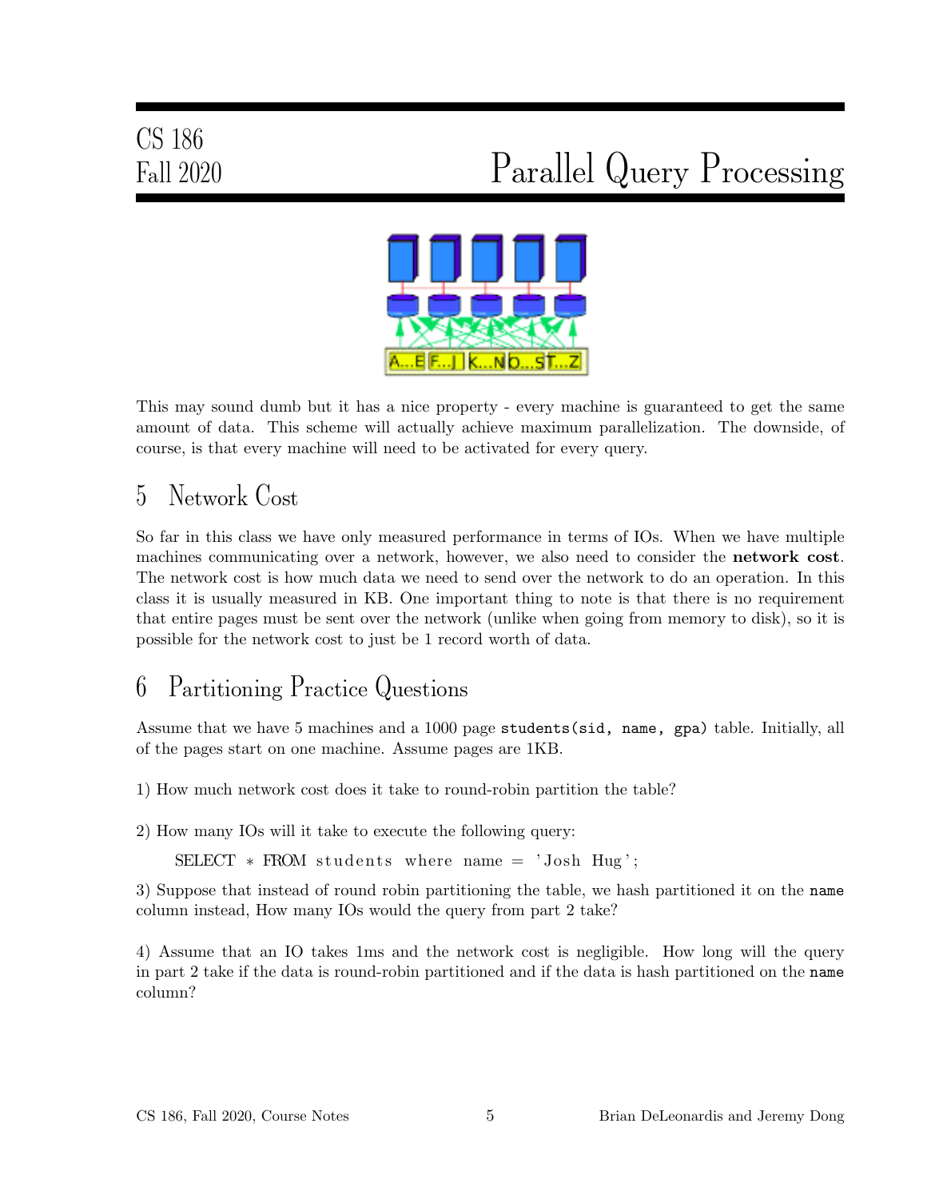This may sound dumb but it has a nice property - every machine is guaranteed to get the same amount of data. This scheme will actually achieve maximum parallelization. The downside, of course, is that every machine will need to be activated for every query.

## 5 Network Cost

So far in this class we have only measured performance in terms of IOs. When we have multiple machines communicating over a network, however, we also need to consider the **network cost**. The network cost is how much data we need to send over the network to do an operation. In this class it is usually measured in KB. One important thing to note is that there is no requirement that entire pages must be sent over the network (unlike when going from memory to disk), so it is possible for the network cost to just be 1 record worth of data.

## 6 Partitioning Practice Questions

Assume that we have 5 machines and a 1000 page `students(sid, name, gpa)` table. Initially, all of the pages start on one machine. Assume pages are 1KB.

1) How much network cost does it take to round-robin partition the table?

2) How many IOs will it take to execute the following query:

```
SELECT * FROM students where name = 'Josh Hug';
```

3) Suppose that instead of round robin partitioning the table, we hash partitioned it on the `name` column instead, How many IOs would the query from part 2 take?

4) Assume that an IO takes 1ms and the network cost is negligible. How long will the query in part 2 take if the data is round-robin partitioned and if the data is hash partitioned on the `name` column?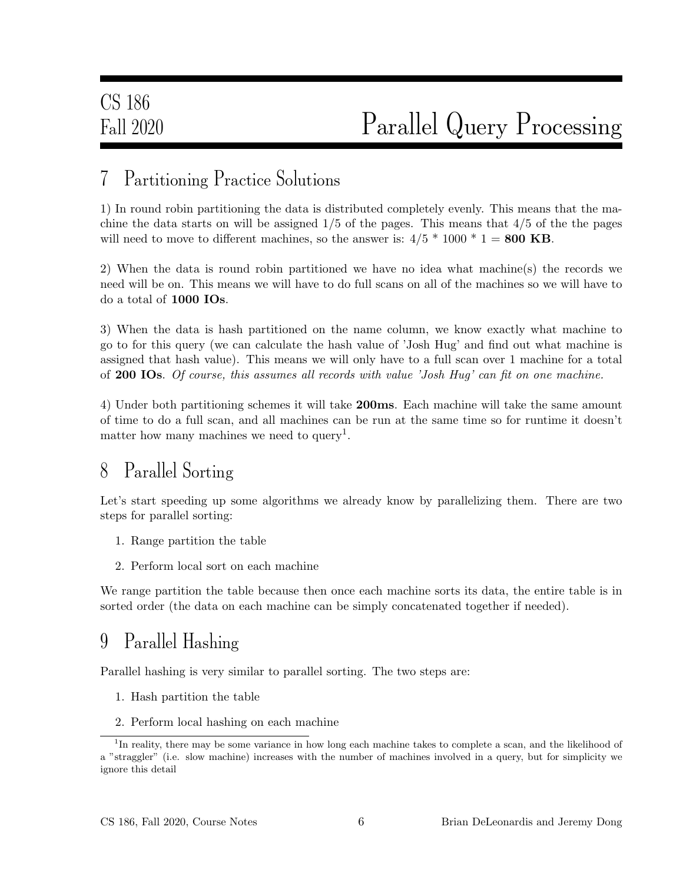## 7 Partitioning Practice Solutions

1) In round robin partitioning the data is distributed completely evenly. This means that the machine the data starts on will be assigned 1/5 of the pages. This means that 4/5 of the the pages will need to move to different machines, so the answer is: 4/5 * 1000 * 1 = **800 KB**.

2) When the data is round robin partitioned we have no idea what machine(s) the records we need will be on. This means we will have to do full scans on all of the machines so we will have to do a total of **1000 IOs**.

3) When the data is hash partitioned on the name column, we know exactly what machine to go to for this query (we can calculate the hash value of 'Josh Hug' and find out what machine is assigned that hash value). This means we will only have to a full scan over 1 machine for a total of **200 IOs**. *Of course, this assumes all records with value 'Josh Hug' can fit on one machine.*

4) Under both partitioning schemes it will take **200ms**. Each machine will take the same amount of time to do a full scan, and all machines can be run at the same time so for runtime it doesn't matter how many machines we need to query[1].

## 8 Parallel Sorting

Let's start speeding up some algorithms we already know by parallelizing them. There are two steps for parallel sorting:

1. Range partition the table
2. Perform local sort on each machine

We range partition the table because then once each machine sorts its data, the entire table is in sorted order (the data on each machine can be simply concatenated together if needed).

## 9 Parallel Hashing

Parallel hashing is very similar to parallel sorting. The two steps are:

1. Hash partition the table
2. Perform local hashing on each machine

[1] In reality, there may be some variance in how long each machine takes to complete a scan, and the likelihood of a "straggler" (i.e. slow machine) increases with the number of machines involved in a query, but for simplicity we ignore this detail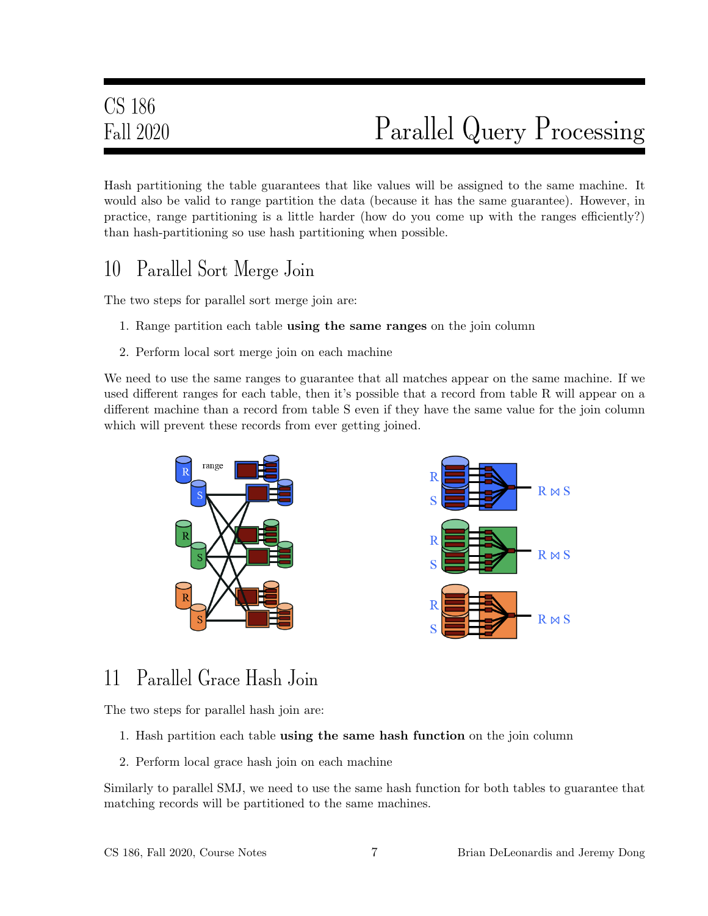Hash partitioning the table guarantees that like values will be assigned to the same machine. It would also be valid to range partition the data (because it has the same guarantee). However, in practice, range partitioning is a little harder (how do you come up with the ranges efficiently?) than hash-partitioning so use hash partitioning when possible.

## 10 Parallel Sort Merge Join

The two steps for parallel sort merge join are:

1. Range partition each table **using the same ranges** on the join column
2. Perform local sort merge join on each machine

We need to use the same ranges to guarantee that all matches appear on the same machine. If we used different ranges for each table, then it's possible that a record from table R will appear on a different machine than a record from table S even if they have the same value for the join column which will prevent these records from ever getting joined.

## 11 Parallel Grace Hash Join

The two steps for parallel hash join are:

1. Hash partition each table **using the same hash function** on the join column
2. Perform local grace hash join on each machine

Similarly to parallel SMJ, we need to use the same hash function for both tables to guarantee that matching records will be partitioned to the same machines.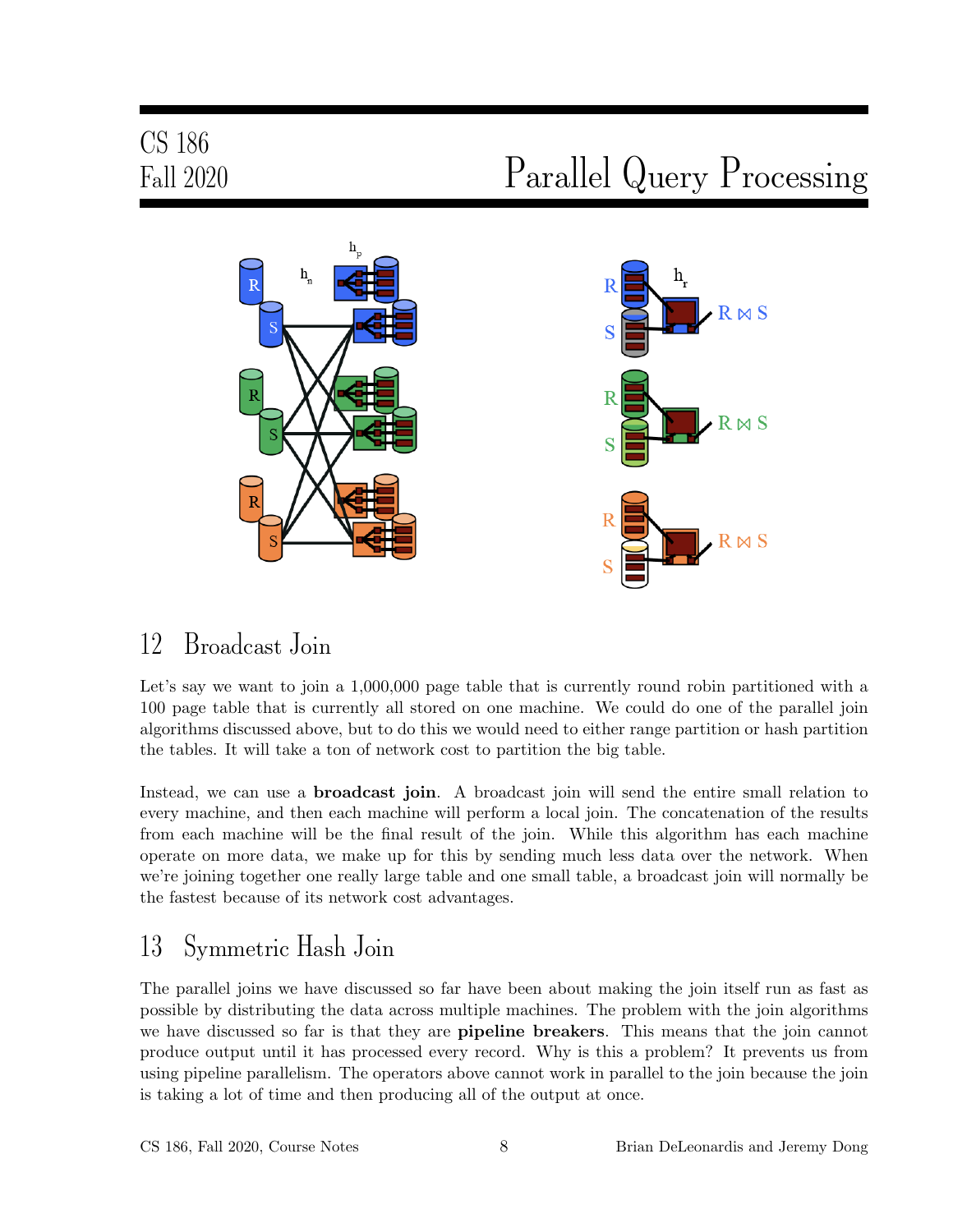## 12 Broadcast Join

Let's say we want to join a 1,000,000 page table that is currently round robin partitioned with a 100 page table that is currently all stored on one machine. We could do one of the parallel join algorithms discussed above, but to do this we would need to either range partition or hash partition the tables. It will take a ton of network cost to partition the big table.

Instead, we can use a **broadcast join**. A broadcast join will send the entire small relation to every machine, and then each machine will perform a local join. The concatenation of the results from each machine will be the final result of the join. While this algorithm has each machine operate on more data, we make up for this by sending much less data over the network. When we're joining together one really large table and one small table, a broadcast join will normally be the fastest because of its network cost advantages.

## 13 Symmetric Hash Join

The parallel joins we have discussed so far have been about making the join itself run as fast as possible by distributing the data across multiple machines. The problem with the join algorithms we have discussed so far is that they are **pipeline breakers**. This means that the join cannot produce output until it has processed every record. Why is this a problem? It prevents us from using pipeline parallelism. The operators above cannot work in parallel to the join because the join is taking a lot of time and then producing all of the output at once.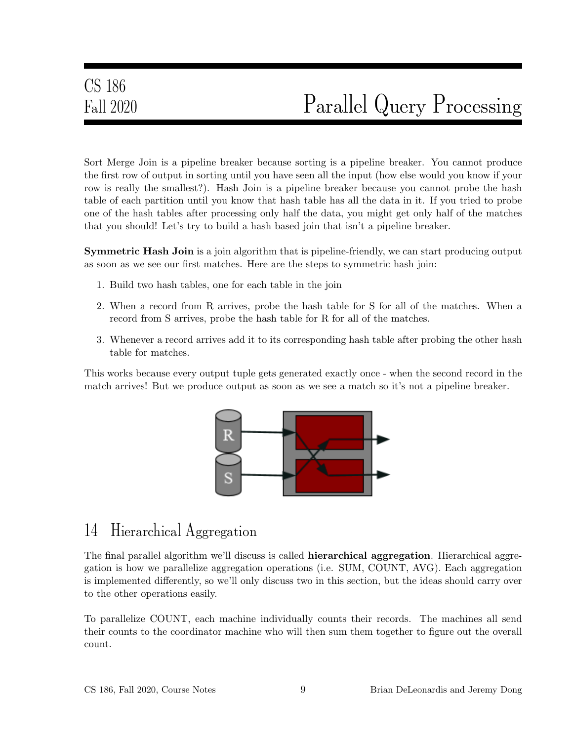Sort Merge Join is a pipeline breaker because sorting is a pipeline breaker. You cannot produce the first row of output in sorting until you have seen all the input (how else would you know if your row is really the smallest?). Hash Join is a pipeline breaker because you cannot probe the hash table of each partition until you know that hash table has all the data in it. If you tried to probe one of the hash tables after processing only half the data, you might get only half of the matches that you should! Let's try to build a hash based join that isn't a pipeline breaker.

**Symmetric Hash Join** is a join algorithm that is pipeline-friendly, we can start producing output as soon as we see our first matches. Here are the steps to symmetric hash join:

1. Build two hash tables, one for each table in the join
2. When a record from R arrives, probe the hash table for S for all of the matches. When a record from S arrives, probe the hash table for R for all of the matches.
3. Whenever a record arrives add it to its corresponding hash table after probing the other hash table for matches.

This works because every output tuple gets generated exactly once - when the second record in the match arrives! But we produce output as soon as we see a match so it's not a pipeline breaker.

## 14 Hierarchical Aggregation

The final parallel algorithm we'll discuss is called **hierarchical aggregation**. Hierarchical aggregation is how we parallelize aggregation operations (i.e. SUM, COUNT, AVG). Each aggregation is implemented differently, so we'll only discuss two in this section, but the ideas should carry over to the other operations easily.

To parallelize COUNT, each machine individually counts their records. The machines all send their counts to the coordinator machine who will then sum them together to figure out the overall count.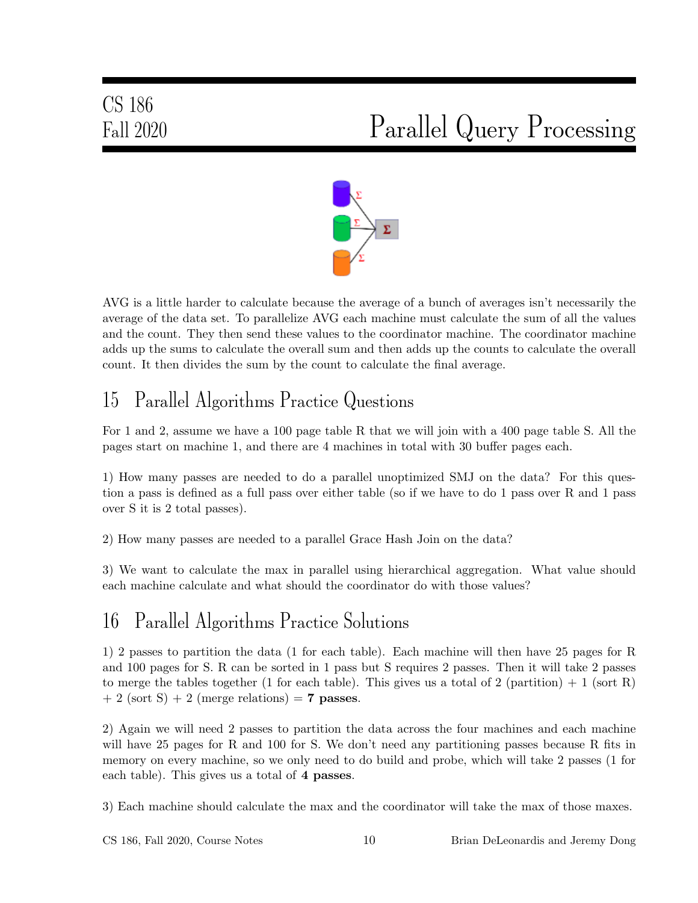AVG is a little harder to calculate because the average of a bunch of averages isn't necessarily the average of the data set. To parallelize AVG each machine must calculate the sum of all the values and the count. They then send these values to the coordinator machine. The coordinator machine adds up the sums to calculate the overall sum and then adds up the counts to calculate the overall count. It then divides the sum by the count to calculate the final average.

## 15 Parallel Algorithms Practice Questions

For 1 and 2, assume we have a 100 page table R that we will join with a 400 page table S. All the pages start on machine 1, and there are 4 machines in total with 30 buffer pages each.

1) How many passes are needed to do a parallel unoptimized SMJ on the data? For this question a pass is defined as a full pass over either table (so if we have to do 1 pass over R and 1 pass over S it is 2 total passes).

2) How many passes are needed to a parallel Grace Hash Join on the data?

3) We want to calculate the max in parallel using hierarchical aggregation. What value should each machine calculate and what should the coordinator do with those values?

## 16 Parallel Algorithms Practice Solutions

1) 2 passes to partition the data (1 for each table). Each machine will then have 25 pages for R and 100 pages for S. R can be sorted in 1 pass but S requires 2 passes. Then it will take 2 passes to merge the tables together (1 for each table). This gives us a total of 2 (partition) + 1 (sort R) + 2 (sort S) + 2 (merge relations) = **7 passes**.

2) Again we will need 2 passes to partition the data across the four machines and each machine will have 25 pages for R and 100 for S. We don't need any partitioning passes because R fits in memory on every machine, so we only need to do build and probe, which will take 2 passes (1 for each table). This gives us a total of **4 passes**.

3) Each machine should calculate the max and the coordinator will take the max of those maxes.